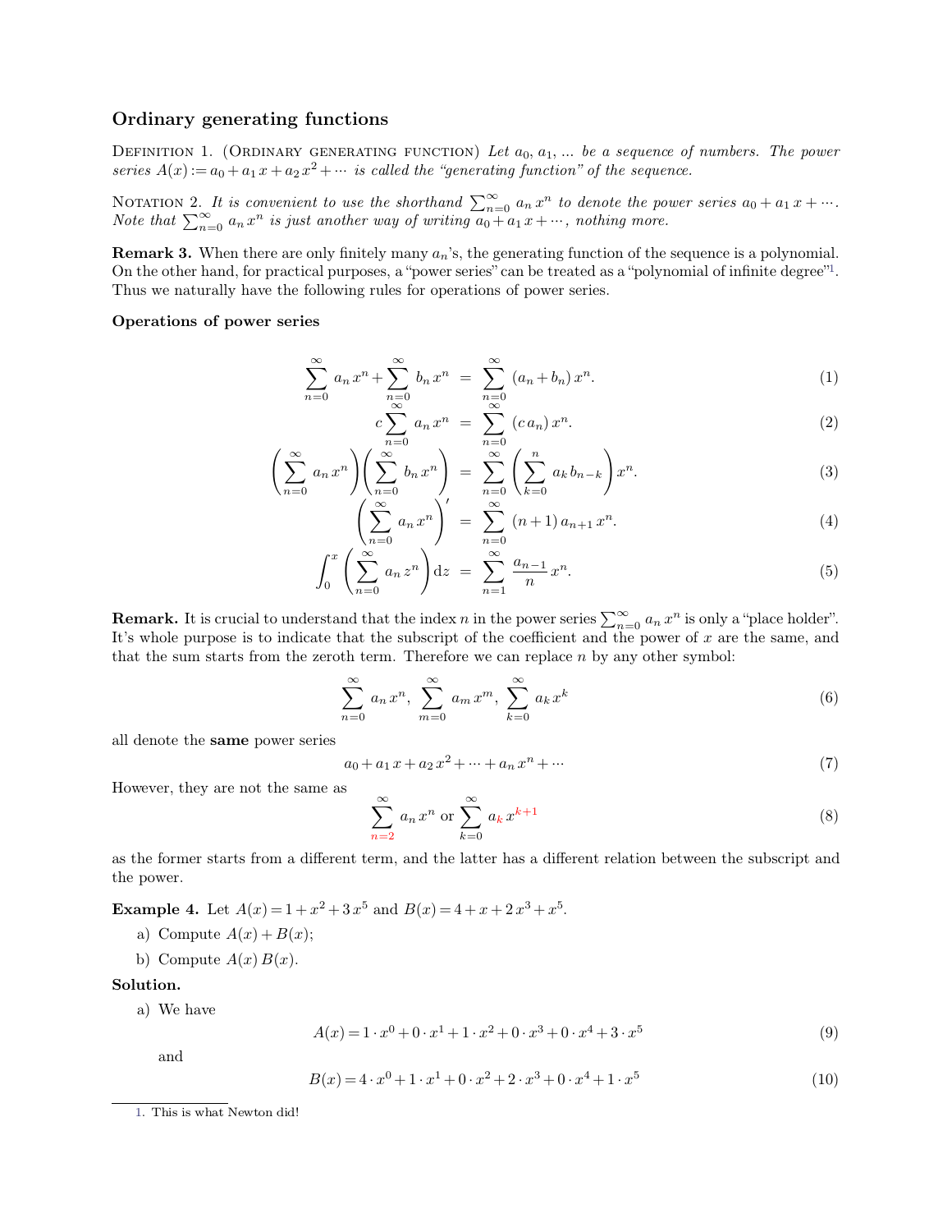## Ordinary generating functions

Definition 1. (Ordinary generating function) *Let $a_0, a_1, \ldots$ be a sequence of numbers. The power series $A(x) := a_0 + a_1 x + a_2 x^2 + \cdots$ is called the "generating function" of the sequence.*

Notation 2. *It is convenient to use the shorthand $\sum_{n=0}^{\infty} a_n x^n$ to denote the power series $a_0 + a_1 x + \cdots$. Note that $\sum_{n=0}^{\infty} a_n x^n$ is just another way of writing $a_0 + a_1 x + \cdots$, nothing more.*

**Remark 3.** When there are only finitely many $a_n$'s, the generating function of the sequence is a polynomial. On the other hand, for practical purposes, a "power series" can be treated as a "polynomial of infinite degree"[1]. Thus we naturally have the following rules for operations of power series.

**Operations of power series**

$$\sum_{n=0}^{\infty} a_n x^n + \sum_{n=0}^{\infty} b_n x^n = \sum_{n=0}^{\infty} (a_n + b_n) x^n. \tag{1}$$

$$c \sum_{n=0}^{\infty} a_n x^n = \sum_{n=0}^{\infty} (c\, a_n) x^n. \tag{2}$$

$$\left(\sum_{n=0}^{\infty} a_n x^n\right)\left(\sum_{n=0}^{\infty} b_n x^n\right) = \sum_{n=0}^{\infty} \left(\sum_{k=0}^{n} a_k b_{n-k}\right) x^n. \tag{3}$$

$$\left(\sum_{n=0}^{\infty} a_n x^n\right)' = \sum_{n=0}^{\infty} (n+1) a_{n+1} x^n. \tag{4}$$

$$\int_0^x \left(\sum_{n=0}^{\infty} a_n z^n\right) \mathrm{d}z = \sum_{n=1}^{\infty} \frac{a_{n-1}}{n} x^n. \tag{5}$$

**Remark.** It is crucial to understand that the index $n$ in the power series $\sum_{n=0}^{\infty} a_n x^n$ is only a "place holder". It's whole purpose is to indicate that the subscript of the coefficient and the power of $x$ are the same, and that the sum starts from the zeroth term. Therefore we can replace $n$ by any other symbol:

$$\sum_{n=0}^{\infty} a_n x^n,\ \sum_{m=0}^{\infty} a_m x^m,\ \sum_{k=0}^{\infty} a_k x^k \tag{6}$$

all denote the **same** power series

$$a_0 + a_1 x + a_2 x^2 + \cdots + a_n x^n + \cdots \tag{7}$$

However, they are not the same as

$$\sum_{n=2}^{\infty} a_n x^n \text{ or } \sum_{k=0}^{\infty} a_k x^{k+1} \tag{8}$$

as the former starts from a different term, and the latter has a different relation between the subscript and the power.

**Example 4.** Let $A(x) = 1 + x^2 + 3x^5$ and $B(x) = 4 + x + 2x^3 + x^5$.

a) Compute $A(x) + B(x)$;

b) Compute $A(x)\, B(x)$.

**Solution.**

a) We have

$$A(x) = 1 \cdot x^0 + 0 \cdot x^1 + 1 \cdot x^2 + 0 \cdot x^3 + 0 \cdot x^4 + 3 \cdot x^5 \tag{9}$$

and

$$B(x) = 4 \cdot x^0 + 1 \cdot x^1 + 0 \cdot x^2 + 2 \cdot x^3 + 0 \cdot x^4 + 1 \cdot x^5 \tag{10}$$

[1] This is what Newton did!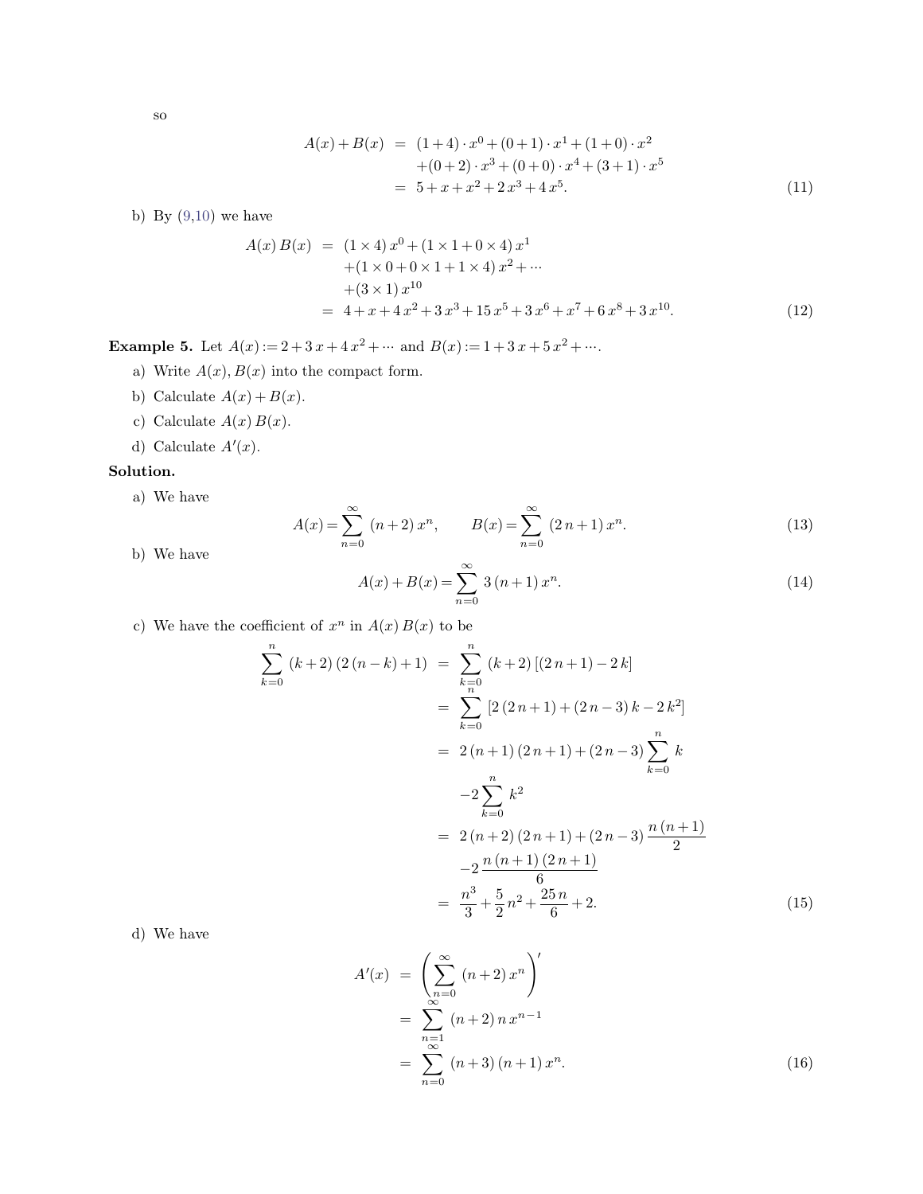so

$$
\begin{aligned}
A(x)+B(x) &= (1+4)\cdot x^0+(0+1)\cdot x^1+(1+0)\cdot x^2 \\
&\quad +(0+2)\cdot x^3+(0+0)\cdot x^4+(3+1)\cdot x^5 \\
&= 5+x+x^2+2\,x^3+4\,x^5.
\end{aligned}
\tag{11}
$$

b) By (9,10) we have

$$
\begin{aligned}
A(x)\,B(x) &= (1\times 4)\,x^0+(1\times 1+0\times 4)\,x^1 \\
&\quad +(1\times 0+0\times 1+1\times 4)\,x^2+\cdots \\
&\quad +(3\times 1)\,x^{10} \\
&= 4+x+4\,x^2+3\,x^3+15\,x^5+3\,x^6+x^7+6\,x^8+3\,x^{10}.
\end{aligned}
\tag{12}
$$

**Example 5.** Let $A(x):=2+3\,x+4\,x^2+\cdots$ and $B(x):=1+3\,x+5\,x^2+\cdots$.

a) Write $A(x), B(x)$ into the compact form.

b) Calculate $A(x)+B(x)$.

c) Calculate $A(x)\,B(x)$.

d) Calculate $A'(x)$.

**Solution.**

a) We have

$$
A(x)=\sum_{n=0}^{\infty}\,(n+2)\,x^n, \qquad B(x)=\sum_{n=0}^{\infty}\,(2\,n+1)\,x^n.
\tag{13}
$$

b) We have

$$
A(x)+B(x)=\sum_{n=0}^{\infty}\,3\,(n+1)\,x^n.
\tag{14}
$$

c) We have the coefficient of $x^n$ in $A(x)\,B(x)$ to be

$$
\begin{aligned}
\sum_{k=0}^{n}\,(k+2)\,(2\,(n-k)+1) &= \sum_{k=0}^{n}\,(k+2)\,[(2\,n+1)-2\,k] \\
&= \sum_{k=0}^{n}\,[2\,(2\,n+1)+(2\,n-3)\,k-2\,k^2] \\
&= 2\,(n+1)\,(2\,n+1)+(2\,n-3)\sum_{k=0}^{n}\,k \\
&\quad -2\sum_{k=0}^{n}\,k^2 \\
&= 2\,(n+2)\,(2\,n+1)+(2\,n-3)\,\frac{n\,(n+1)}{2} \\
&\quad -2\,\frac{n\,(n+1)\,(2\,n+1)}{6} \\
&= \frac{n^3}{3}+\frac{5}{2}\,n^2+\frac{25\,n}{6}+2.
\end{aligned}
\tag{15}
$$

d) We have

$$
\begin{aligned}
A'(x) &= \left(\sum_{n=0}^{\infty}\,(n+2)\,x^n\right)' \\
&= \sum_{n=1}^{\infty}\,(n+2)\,n\,x^{n-1} \\
&= \sum_{n=0}^{\infty}\,(n+3)\,(n+1)\,x^n.
\end{aligned}
\tag{16}
$$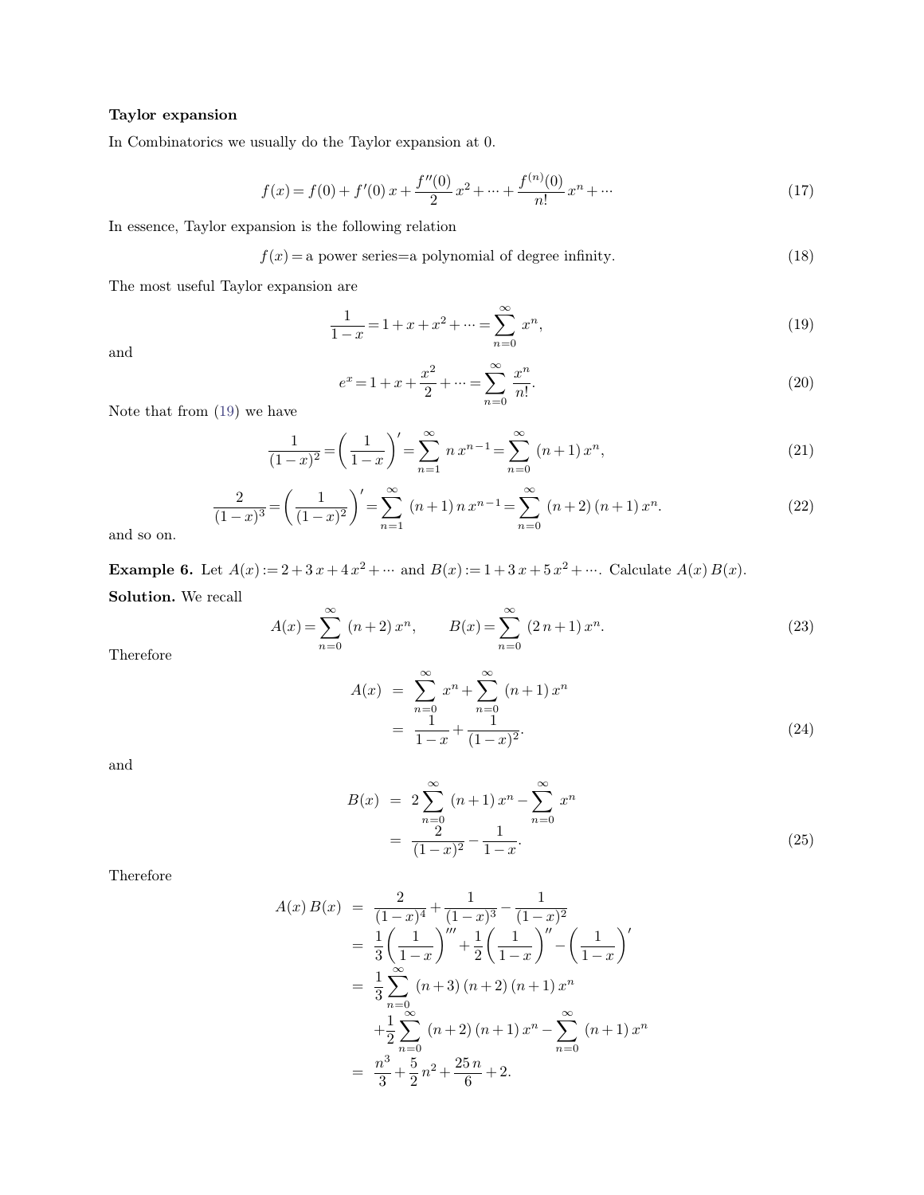**Taylor expansion**

In Combinatorics we usually do the Taylor expansion at 0.

$$f(x) = f(0) + f'(0)\,x + \frac{f''(0)}{2}\,x^2 + \cdots + \frac{f^{(n)}(0)}{n!}\,x^n + \cdots \tag{17}$$

In essence, Taylor expansion is the following relation

$$f(x) = \text{a power series} = \text{a polynomial of degree infinity.} \tag{18}$$

The most useful Taylor expansion are

$$\frac{1}{1-x} = 1 + x + x^2 + \cdots = \sum_{n=0}^{\infty} x^n, \tag{19}$$

and

$$e^x = 1 + x + \frac{x^2}{2} + \cdots = \sum_{n=0}^{\infty} \frac{x^n}{n!}. \tag{20}$$

Note that from (19) we have

$$\frac{1}{(1-x)^2} = \left(\frac{1}{1-x}\right)' = \sum_{n=1}^{\infty} n\,x^{n-1} = \sum_{n=0}^{\infty} (n+1)\,x^n, \tag{21}$$

$$\frac{2}{(1-x)^3} = \left(\frac{1}{(1-x)^2}\right)' = \sum_{n=1}^{\infty} (n+1)\,n\,x^{n-1} = \sum_{n=0}^{\infty} (n+2)\,(n+1)\,x^n. \tag{22}$$

and so on.

**Example 6.** Let $A(x) := 2 + 3\,x + 4\,x^2 + \cdots$ and $B(x) := 1 + 3\,x + 5\,x^2 + \cdots$. Calculate $A(x)\,B(x)$.

**Solution.** We recall

$$A(x) = \sum_{n=0}^{\infty} (n+2)\,x^n, \qquad B(x) = \sum_{n=0}^{\infty} (2\,n+1)\,x^n. \tag{23}$$

Therefore

$$\begin{aligned} A(x) &= \sum_{n=0}^{\infty} x^n + \sum_{n=0}^{\infty} (n+1)\,x^n \\ &= \frac{1}{1-x} + \frac{1}{(1-x)^2}. \end{aligned} \tag{24}$$

and

$$\begin{aligned} B(x) &= 2\sum_{n=0}^{\infty} (n+1)\,x^n - \sum_{n=0}^{\infty} x^n \\ &= \frac{2}{(1-x)^2} - \frac{1}{1-x}. \end{aligned} \tag{25}$$

Therefore

$$\begin{aligned} A(x)\,B(x) &= \frac{2}{(1-x)^4} + \frac{1}{(1-x)^3} - \frac{1}{(1-x)^2} \\ &= \frac{1}{3}\left(\frac{1}{1-x}\right)''' + \frac{1}{2}\left(\frac{1}{1-x}\right)'' - \left(\frac{1}{1-x}\right)' \\ &= \frac{1}{3}\sum_{n=0}^{\infty} (n+3)\,(n+2)\,(n+1)\,x^n \\ &\quad + \frac{1}{2}\sum_{n=0}^{\infty} (n+2)\,(n+1)\,x^n - \sum_{n=0}^{\infty} (n+1)\,x^n \\ &= \frac{n^3}{3} + \frac{5}{2}\,n^2 + \frac{25\,n}{6} + 2. \end{aligned}$$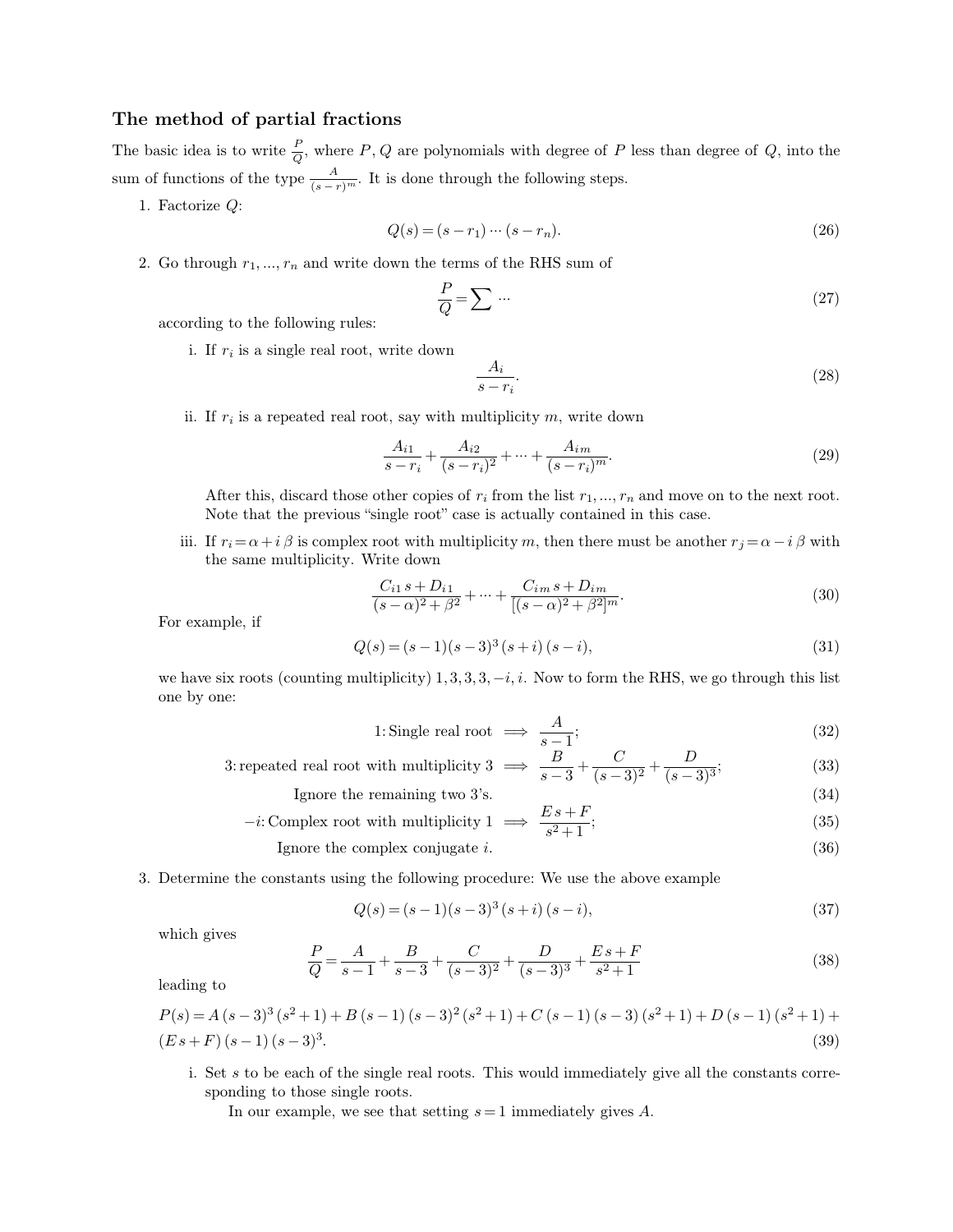### The method of partial fractions

The basic idea is to write $\frac{P}{Q}$, where $P, Q$ are polynomials with degree of $P$ less than degree of $Q$, into the sum of functions of the type $\frac{A}{(s-r)^m}$. It is done through the following steps.

1. Factorize $Q$:

$$Q(s) = (s - r_1) \cdots (s - r_n). \tag{26}$$

2. Go through $r_1, \ldots, r_n$ and write down the terms of the RHS sum of

$$\frac{P}{Q} = \sum \cdots \tag{27}$$

   according to the following rules:

   i. If $r_i$ is a single real root, write down

   $$\frac{A_i}{s - r_i}. \tag{28}$$

   ii. If $r_i$ is a repeated real root, say with multiplicity $m$, write down

   $$\frac{A_{i1}}{s - r_i} + \frac{A_{i2}}{(s - r_i)^2} + \cdots + \frac{A_{im}}{(s - r_i)^m}. \tag{29}$$

   After this, discard those other copies of $r_i$ from the list $r_1, \ldots, r_n$ and move on to the next root. Note that the previous "single root" case is actually contained in this case.

   iii. If $r_i = \alpha + i\,\beta$ is complex root with multiplicity $m$, then there must be another $r_j = \alpha - i\,\beta$ with the same multiplicity. Write down

   $$\frac{C_{i1}\, s + D_{i1}}{(s-\alpha)^2 + \beta^2} + \cdots + \frac{C_{im}\, s + D_{im}}{[(s-\alpha)^2 + \beta^2]^m}. \tag{30}$$

   For example, if

   $$Q(s) = (s-1)(s-3)^3\,(s+i)\,(s-i), \tag{31}$$

   we have six roots (counting multiplicity) $1, 3, 3, 3, -i, i$. Now to form the RHS, we go through this list one by one:

   $$1\text{: Single real root} \implies \frac{A}{s-1}; \tag{32}$$

   $$3\text{: repeated real root with multiplicity 3} \implies \frac{B}{s-3} + \frac{C}{(s-3)^2} + \frac{D}{(s-3)^3}; \tag{33}$$

   $$\text{Ignore the remaining two 3's.} \tag{34}$$

   $$-i\text{: Complex root with multiplicity 1} \implies \frac{E\,s + F}{s^2+1}; \tag{35}$$

   $$\text{Ignore the complex conjugate } i. \tag{36}$$

3. Determine the constants using the following procedure: We use the above example

$$Q(s) = (s-1)(s-3)^3\,(s+i)\,(s-i), \tag{37}$$

   which gives

$$\frac{P}{Q} = \frac{A}{s-1} + \frac{B}{s-3} + \frac{C}{(s-3)^2} + \frac{D}{(s-3)^3} + \frac{E\,s + F}{s^2+1} \tag{38}$$

   leading to

$$P(s) = A\,(s-3)^3\,(s^2+1) + B\,(s-1)\,(s-3)^2\,(s^2+1) + C\,(s-1)\,(s-3)\,(s^2+1) + D\,(s-1)\,(s^2+1) + (E\,s + F)\,(s-1)\,(s-3)^3. \tag{39}$$

   i. Set $s$ to be each of the single real roots. This would immediately give all the constants corresponding to those single roots.

   In our example, we see that setting $s = 1$ immediately gives $A$.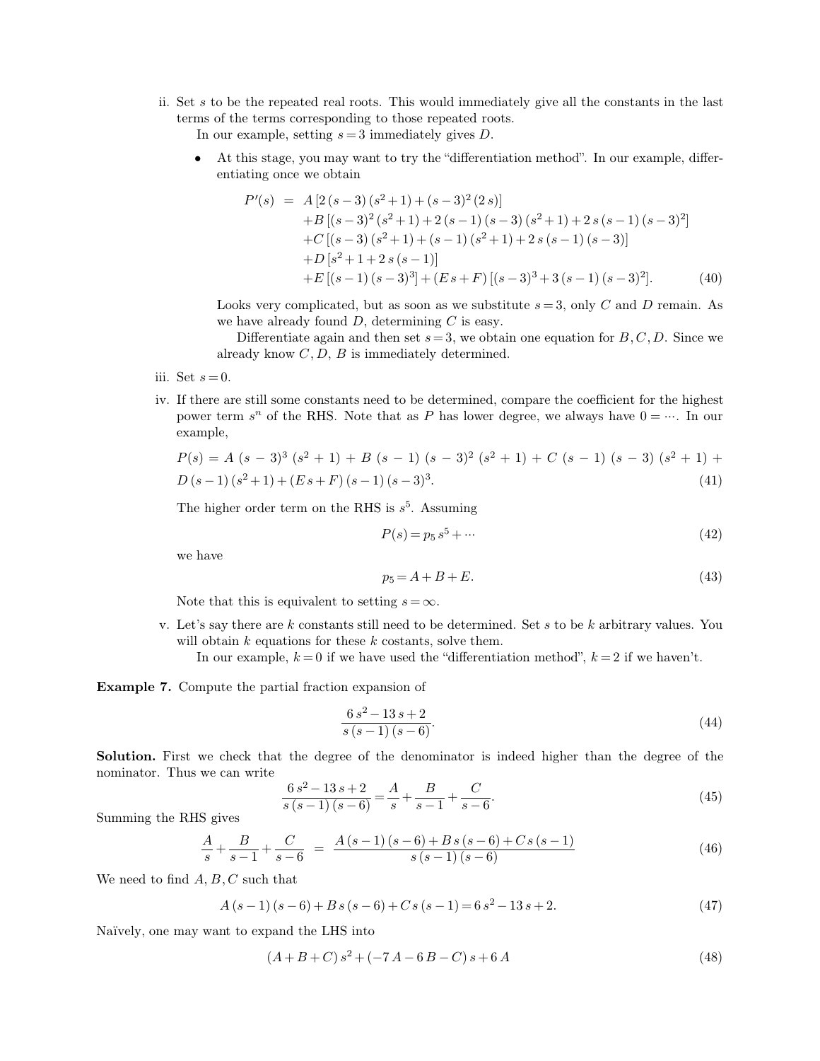ii. Set $s$ to be the repeated real roots. This would immediately give all the constants in the last terms of the terms corresponding to those repeated roots.

   In our example, setting $s=3$ immediately gives $D$.

   - At this stage, you may want to try the "differentiation method". In our example, differentiating once we obtain

$$\begin{aligned} P'(s) &= A\left[2\,(s-3)\,(s^2+1) + (s-3)^2\,(2\,s)\right] \\ &\quad + B\left[(s-3)^2\,(s^2+1) + 2\,(s-1)\,(s-3)\,(s^2+1) + 2\,s\,(s-1)\,(s-3)^2\right] \\ &\quad + C\left[(s-3)\,(s^2+1) + (s-1)\,(s^2+1) + 2\,s\,(s-1)\,(s-3)\right] \\ &\quad + D\left[s^2+1+2\,s\,(s-1)\right] \\ &\quad + E\left[(s-1)\,(s-3)^3\right] + (E\,s+F)\left[(s-3)^3 + 3\,(s-1)\,(s-3)^2\right]. \end{aligned} \tag{40}$$

   Looks very complicated, but as soon as we substitute $s=3$, only $C$ and $D$ remain. As we have already found $D$, determining $C$ is easy.

   Differentiate again and then set $s=3$, we obtain one equation for $B, C, D$. Since we already know $C, D$, $B$ is immediately determined.

iii. Set $s=0$.

iv. If there are still some constants need to be determined, compare the coefficient for the highest power term $s^n$ of the RHS. Note that as $P$ has lower degree, we always have $0 = \cdots$. In our example,

$$P(s) = A\,(s-3)^3\,(s^2+1) + B\,(s-1)\,(s-3)^2\,(s^2+1) + C\,(s-1)\,(s-3)\,(s^2+1) + D\,(s-1)\,(s^2+1) + (E\,s+F)\,(s-1)\,(s-3)^3. \tag{41}$$

   The higher order term on the RHS is $s^5$. Assuming

$$P(s) = p_5\,s^5 + \cdots \tag{42}$$

   we have

$$p_5 = A + B + E. \tag{43}$$

   Note that this is equivalent to setting $s=\infty$.

v. Let's say there are $k$ constants still need to be determined. Set $s$ to be $k$ arbitrary values. You will obtain $k$ equations for these $k$ costants, solve them.

   In our example, $k=0$ if we have used the "differentiation method", $k=2$ if we haven't.

**Example 7.** Compute the partial fraction expansion of

$$\frac{6\,s^2 - 13\,s + 2}{s\,(s-1)\,(s-6)}. \tag{44}$$

**Solution.** First we check that the degree of the denominator is indeed higher than the degree of the nominator. Thus we can write

$$\frac{6\,s^2 - 13\,s + 2}{s\,(s-1)\,(s-6)} = \frac{A}{s} + \frac{B}{s-1} + \frac{C}{s-6}. \tag{45}$$

Summing the RHS gives

$$\frac{A}{s} + \frac{B}{s-1} + \frac{C}{s-6} = \frac{A\,(s-1)\,(s-6) + B\,s\,(s-6) + C\,s\,(s-1)}{s\,(s-1)\,(s-6)} \tag{46}$$

We need to find $A, B, C$ such that

$$A\,(s-1)\,(s-6) + B\,s\,(s-6) + C\,s\,(s-1) = 6\,s^2 - 13\,s + 2. \tag{47}$$

Naïvely, one may want to expand the LHS into

$$(A+B+C)\,s^2 + (-7\,A - 6\,B - C)\,s + 6\,A \tag{48}$$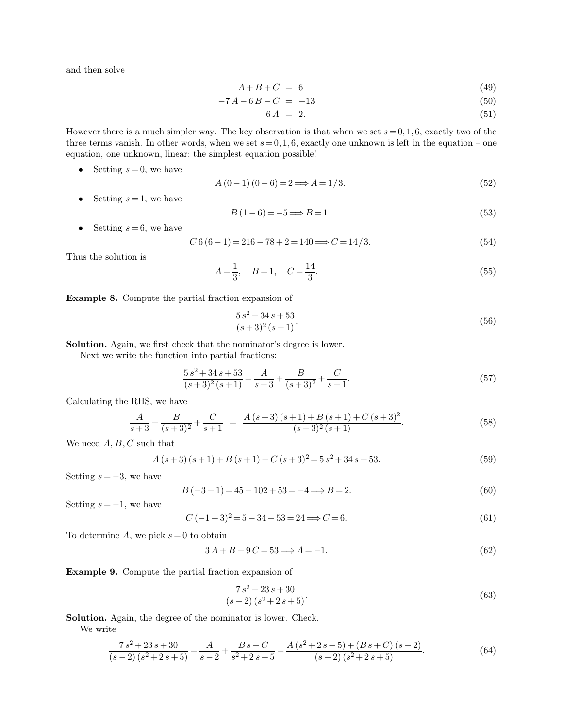and then solve

$$
\begin{aligned}
A + B + C &= 6 & (49)\\
-7A - 6B - C &= -13 & (50)\\
6A &= 2. & (51)
\end{aligned}
$$

However there is a much simpler way. The key observation is that when we set $s = 0, 1, 6$, exactly two of the three terms vanish. In other words, when we set $s = 0, 1, 6$, exactly one unknown is left in the equation – one equation, one unknown, linear: the simplest equation possible!

- Setting $s = 0$, we have

$$A(0-1)(0-6) = 2 \Longrightarrow A = 1/3. \tag{52}$$

- Setting $s = 1$, we have

$$B(1-6) = -5 \Longrightarrow B = 1. \tag{53}$$

- Setting $s = 6$, we have

$$C\,6\,(6-1) = 216 - 78 + 2 = 140 \Longrightarrow C = 14/3. \tag{54}$$

Thus the solution is

$$A = \frac{1}{3}, \quad B = 1, \quad C = \frac{14}{3}. \tag{55}$$

**Example 8.** Compute the partial fraction expansion of

$$\frac{5s^2 + 34s + 53}{(s+3)^2(s+1)}. \tag{56}$$

**Solution.** Again, we first check that the nominator's degree is lower.

Next we write the function into partial fractions:

$$\frac{5s^2 + 34s + 53}{(s+3)^2(s+1)} = \frac{A}{s+3} + \frac{B}{(s+3)^2} + \frac{C}{s+1}. \tag{57}$$

Calculating the RHS, we have

$$\frac{A}{s+3} + \frac{B}{(s+3)^2} + \frac{C}{s+1} = \frac{A(s+3)(s+1) + B(s+1) + C(s+3)^2}{(s+3)^2(s+1)}. \tag{58}$$

We need $A, B, C$ such that

$$A(s+3)(s+1) + B(s+1) + C(s+3)^2 = 5s^2 + 34s + 53. \tag{59}$$

Setting $s = -3$, we have

$$B(-3+1) = 45 - 102 + 53 = -4 \Longrightarrow B = 2. \tag{60}$$

Setting $s = -1$, we have

$$C(-1+3)^2 = 5 - 34 + 53 = 24 \Longrightarrow C = 6. \tag{61}$$

To determine $A$, we pick $s = 0$ to obtain

$$3A + B + 9C = 53 \Longrightarrow A = -1. \tag{62}$$

**Example 9.** Compute the partial fraction expansion of

$$\frac{7s^2 + 23s + 30}{(s-2)(s^2 + 2s + 5)}. \tag{63}$$

**Solution.** Again, the degree of the nominator is lower. Check.

We write

$$\frac{7s^2 + 23s + 30}{(s-2)(s^2 + 2s + 5)} = \frac{A}{s-2} + \frac{Bs + C}{s^2 + 2s + 5} = \frac{A(s^2 + 2s + 5) + (Bs + C)(s-2)}{(s-2)(s^2 + 2s + 5)}. \tag{64}$$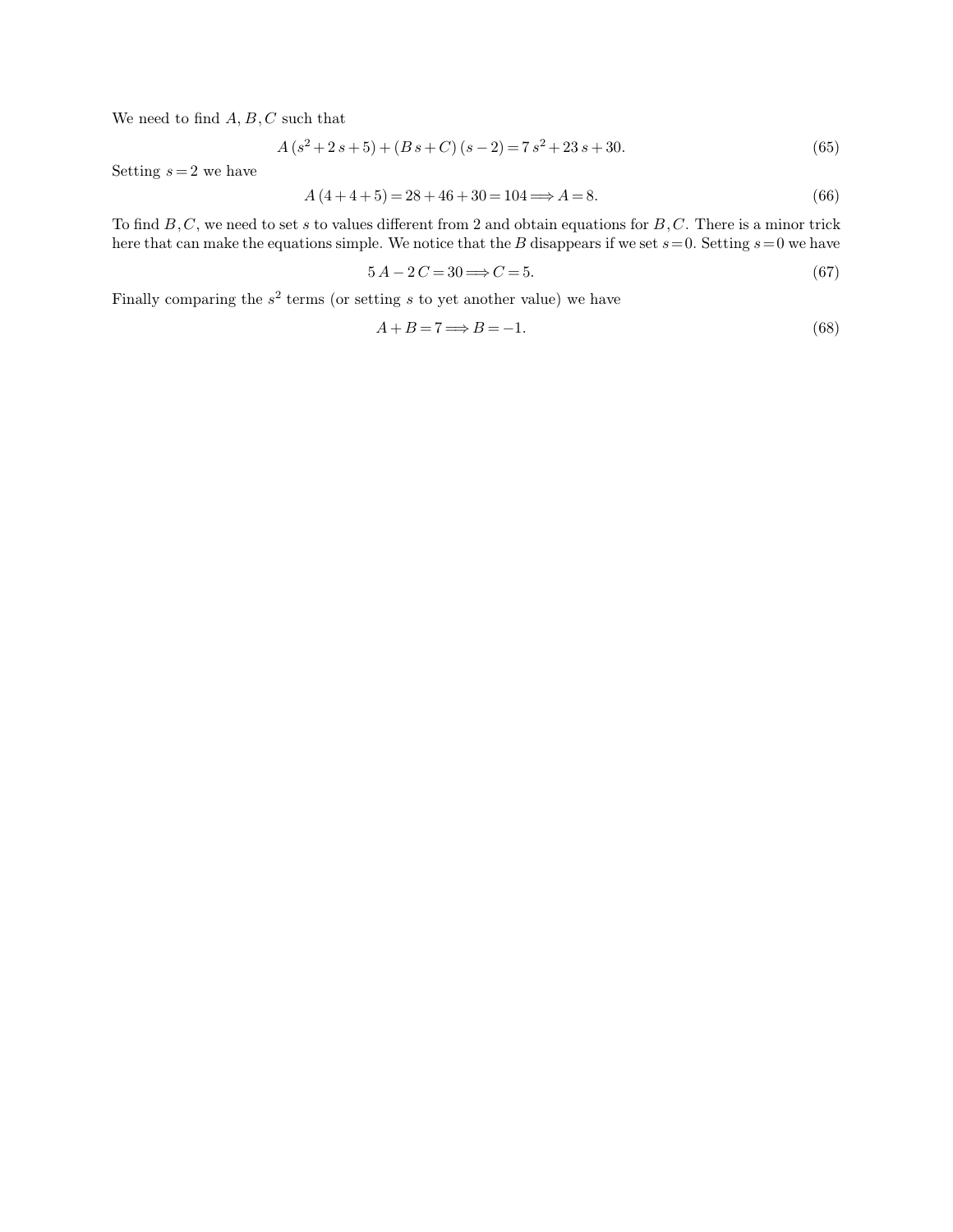We need to find $A, B, C$ such that

$$A\,(s^2 + 2\,s + 5) + (B\,s + C)\,(s - 2) = 7\,s^2 + 23\,s + 30. \tag{65}$$

Setting $s = 2$ we have

$$A\,(4 + 4 + 5) = 28 + 46 + 30 = 104 \Longrightarrow A = 8. \tag{66}$$

To find $B, C$, we need to set $s$ to values different from 2 and obtain equations for $B, C$. There is a minor trick here that can make the equations simple. We notice that the $B$ disappears if we set $s = 0$. Setting $s = 0$ we have

$$5\,A - 2\,C = 30 \Longrightarrow C = 5. \tag{67}$$

Finally comparing the $s^2$ terms (or setting $s$ to yet another value) we have

$$A + B = 7 \Longrightarrow B = -1. \tag{68}$$